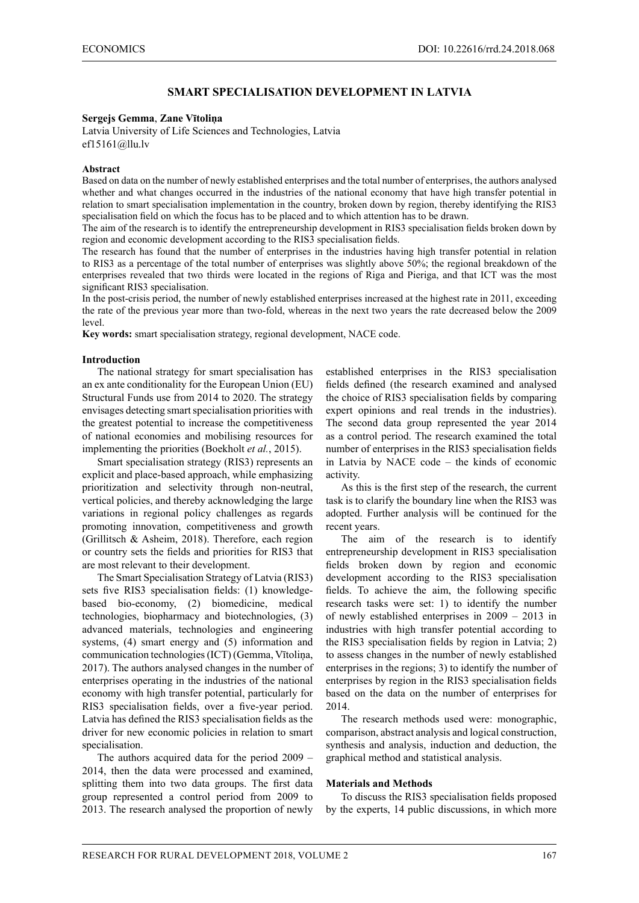# SMART SPECIALISATION DEVELOPMENT IN LATVIA

**Sergejs Gemma**, **Zane Vītoliņa**

Latvia University of Life Sciences and Technologies, Latvia

ef15161@llu.lv

### Abstract

Based on data on the number of newly established enterprises and the total number of enterprises, the authors analysed whether and what changes occurred in the industries of the national economy that have high transfer potential in relation to smart specialisation implementation in the country, broken down by region, thereby identifying the RIS3 specialisation field on which the focus has to be placed and to which attention has to be drawn.

The aim of the research is to identify the entrepreneurship development in RIS3 specialisation fields broken down by region and economic development according to the RIS3 specialisation fields.

The research has found that the number of enterprises in the industries having high transfer potential in relation to RIS3 as a percentage of the total number of enterprises was slightly above 50%; the regional breakdown of the enterprises revealed that two thirds were located in the regions of Riga and Pieriga, and that ICT was the most significant RIS3 specialisation.

In the post-crisis period, the number of newly established enterprises increased at the highest rate in 2011, exceeding the rate of the previous year more than two-fold, whereas in the next two years the rate decreased below the 2009 level.

**Key words:** smart specialisation strategy, regional development, NACE code.

### Introduction

The national strategy for smart specialisation has an ex ante conditionality for the European Union (EU) Structural Funds use from 2014 to 2020. The strategy envisages detecting smart specialisation priorities with the greatest potential to increase the competitiveness of national economies and mobilising resources for implementing the priorities (Boekholt *et al.*, 2015).

Smart specialisation strategy (RIS3) represents an explicit and place-based approach, while emphasizing prioritization and selectivity through non-neutral, vertical policies, and thereby acknowledging the large variations in regional policy challenges as regards promoting innovation, competitiveness and growth (Grillitsch & Asheim, 2018). Therefore, each region or country sets the fields and priorities for RIS3 that are most relevant to their development.

The Smart Specialisation Strategy of Latvia (RIS3) sets five RIS3 specialisation fields: (1) knowledge-based bio-economy, (2) biomedicine, medical technologies, biopharmacy and biotechnologies, (3) advanced materials, technologies and engineering systems, (4) smart energy and (5) information and communication technologies (ICT) (Gemma, Vītoliņa, 2017). The authors analysed changes in the number of enterprises operating in the industries of the national economy with high transfer potential, particularly for RIS3 specialisation fields, over a five-year period. Latvia has defined the RIS3 specialisation fields as the driver for new economic policies in relation to smart specialisation.

The authors acquired data for the period 2009 – 2014, then the data were processed and examined, splitting them into two data groups. The first data group represented a control period from 2009 to 2013. The research analysed the proportion of newly established enterprises in the RIS3 specialisation fields defined (the research examined and analysed the choice of RIS3 specialisation fields by comparing expert opinions and real trends in the industries). The second data group represented the year 2014 as a control period. The research examined the total number of enterprises in the RIS3 specialisation fields in Latvia by NACE code – the kinds of economic activity.

As this is the first step of the research, the current task is to clarify the boundary line when the RIS3 was adopted. Further analysis will be continued for the recent years.

The aim of the research is to identify entrepreneurship development in RIS3 specialisation fields broken down by region and economic development according to the RIS3 specialisation fields. To achieve the aim, the following specific research tasks were set: 1) to identify the number of newly established enterprises in 2009 – 2013 in industries with high transfer potential according to the RIS3 specialisation fields by region in Latvia; 2) to assess changes in the number of newly established enterprises in the regions; 3) to identify the number of enterprises by region in the RIS3 specialisation fields based on the data on the number of enterprises for 2014.

The research methods used were: monographic, comparison, abstract analysis and logical construction, synthesis and analysis, induction and deduction, the graphical method and statistical analysis.

### Materials and Methods

To discuss the RIS3 specialisation fields proposed by the experts, 14 public discussions, in which more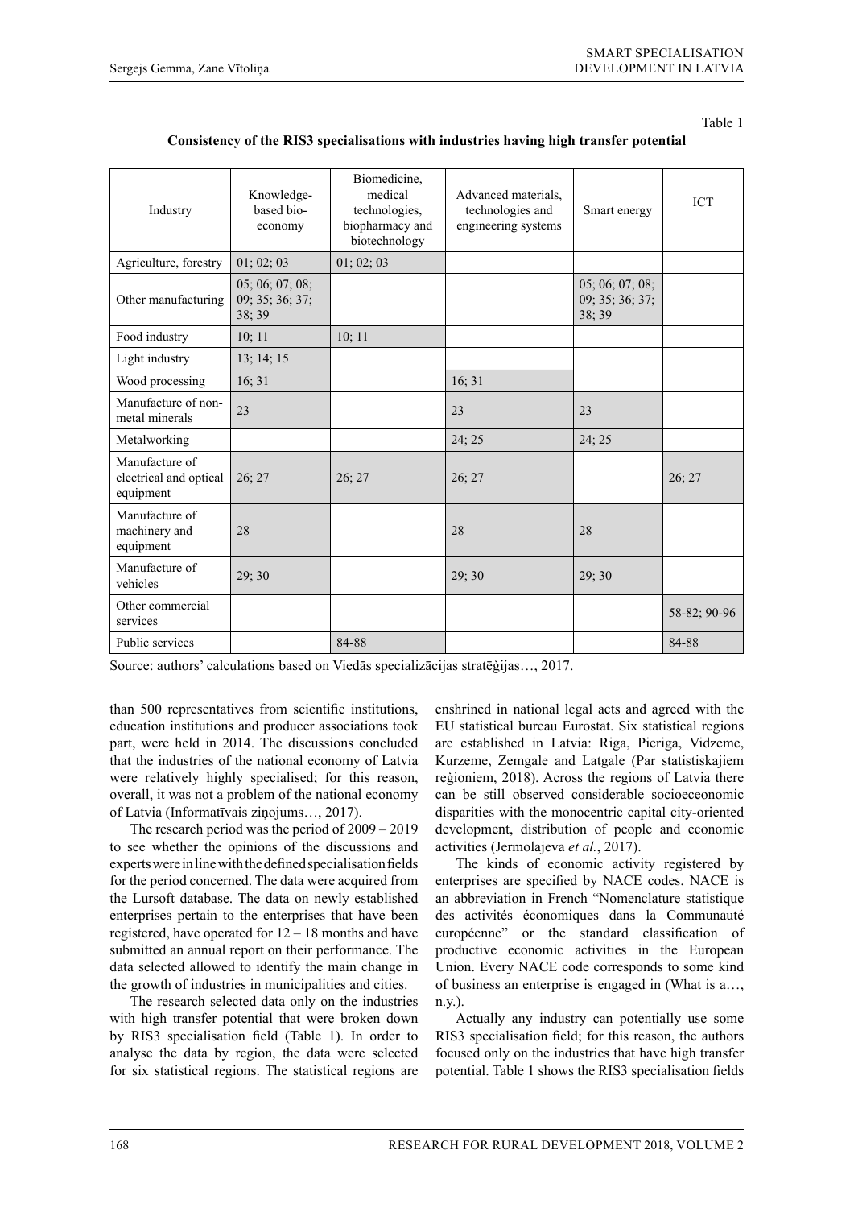Table 1

**Consistency of the RIS3 specialisations with industries having high transfer potential**

| Industry | Knowledge-based bio-economy | Biomedicine, medical technologies, biopharmacy and biotechnology | Advanced materials, technologies and engineering systems | Smart energy | ICT |
|---|---|---|---|---|---|
| Agriculture, forestry | 01; 02; 03 | 01; 02; 03 | | | |
| Other manufacturing | 05; 06; 07; 08; 09; 35; 36; 37; 38; 39 | | | 05; 06; 07; 08; 09; 35; 36; 37; 38; 39 | |
| Food industry | 10; 11 | 10; 11 | | | |
| Light industry | 13; 14; 15 | | | | |
| Wood processing | 16; 31 | | 16; 31 | | |
| Manufacture of non-metal minerals | 23 | | 23 | 23 | |
| Metalworking | | | 24; 25 | 24; 25 | |
| Manufacture of electrical and optical equipment | 26; 27 | 26; 27 | 26; 27 | | 26; 27 |
| Manufacture of machinery and equipment | 28 | | 28 | 28 | |
| Manufacture of vehicles | 29; 30 | | 29; 30 | 29; 30 | |
| Other commercial services | | | | | 58-82; 90-96 |
| Public services | | 84-88 | | | 84-88 |

Source: authors' calculations based on Viedās specializācijas stratēģijas…, 2017.

than 500 representatives from scientific institutions, education institutions and producer associations took part, were held in 2014. The discussions concluded that the industries of the national economy of Latvia were relatively highly specialised; for this reason, overall, it was not a problem of the national economy of Latvia (Informatīvais ziņojums…, 2017).

The research period was the period of 2009 – 2019 to see whether the opinions of the discussions and experts were in line with the defined specialisation fields for the period concerned. The data were acquired from the Lursoft database. The data on newly established enterprises pertain to the enterprises that have been registered, have operated for 12 – 18 months and have submitted an annual report on their performance. The data selected allowed to identify the main change in the growth of industries in municipalities and cities.

The research selected data only on the industries with high transfer potential that were broken down by RIS3 specialisation field (Table 1). In order to analyse the data by region, the data were selected for six statistical regions. The statistical regions are enshrined in national legal acts and agreed with the EU statistical bureau Eurostat. Six statistical regions are established in Latvia: Riga, Pieriga, Vidzeme, Kurzeme, Zemgale and Latgale (Par statistiskajiem reģioniem, 2018). Across the regions of Latvia there can be still observed considerable socioeceonomic disparities with the monocentric capital city-oriented development, distribution of people and economic activities (Jermolajeva *et al.*, 2017).

The kinds of economic activity registered by enterprises are specified by NACE codes. NACE is an abbreviation in French "Nomenclature statistique des activités économiques dans la Communauté européenne" or the standard classification of productive economic activities in the European Union. Every NACE code corresponds to some kind of business an enterprise is engaged in (What is a…, n.y.).

Actually any industry can potentially use some RIS3 specialisation field; for this reason, the authors focused only on the industries that have high transfer potential. Table 1 shows the RIS3 specialisation fields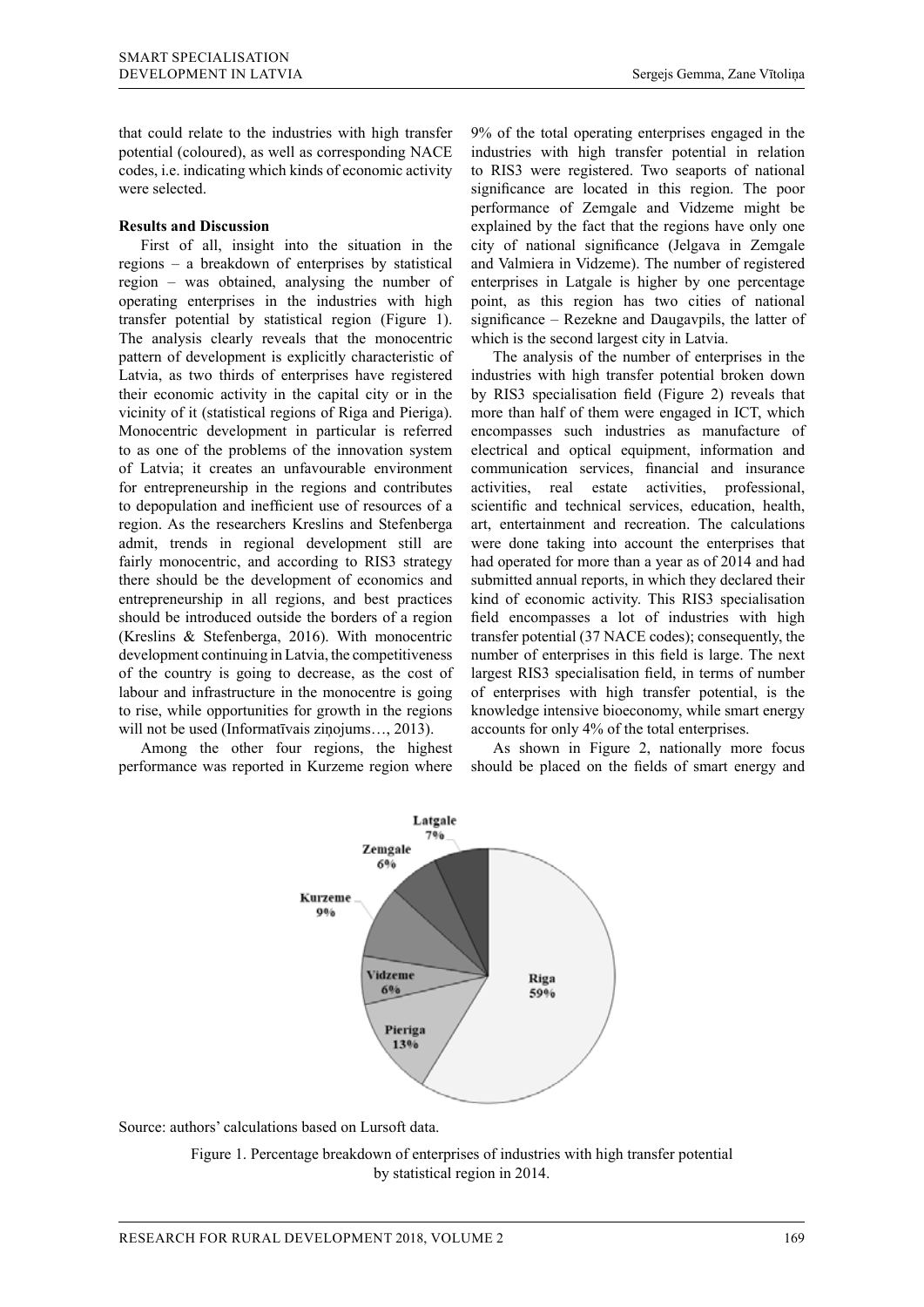that could relate to the industries with high transfer potential (coloured), as well as corresponding NACE codes, i.e. indicating which kinds of economic activity were selected.

**Results and Discussion**

First of all, insight into the situation in the regions – a breakdown of enterprises by statistical region – was obtained, analysing the number of operating enterprises in the industries with high transfer potential by statistical region (Figure 1). The analysis clearly reveals that the monocentric pattern of development is explicitly characteristic of Latvia, as two thirds of enterprises have registered their economic activity in the capital city or in the vicinity of it (statistical regions of Riga and Pieriga). Monocentric development in particular is referred to as one of the problems of the innovation system of Latvia; it creates an unfavourable environment for entrepreneurship in the regions and contributes to depopulation and inefficient use of resources of a region. As the researchers Kreslins and Stefenberga admit, trends in regional development still are fairly monocentric, and according to RIS3 strategy there should be the development of economics and entrepreneurship in all regions, and best practices should be introduced outside the borders of a region (Kreslins & Stefenberga, 2016). With monocentric development continuing in Latvia, the competitiveness of the country is going to decrease, as the cost of labour and infrastructure in the monocentre is going to rise, while opportunities for growth in the regions will not be used (Informatīvais ziņojums…, 2013).

Among the other four regions, the highest performance was reported in Kurzeme region where 9% of the total operating enterprises engaged in the industries with high transfer potential in relation to RIS3 were registered. Two seaports of national significance are located in this region. The poor performance of Zemgale and Vidzeme might be explained by the fact that the regions have only one city of national significance (Jelgava in Zemgale and Valmiera in Vidzeme). The number of registered enterprises in Latgale is higher by one percentage point, as this region has two cities of national significance – Rezekne and Daugavpils, the latter of which is the second largest city in Latvia.

The analysis of the number of enterprises in the industries with high transfer potential broken down by RIS3 specialisation field (Figure 2) reveals that more than half of them were engaged in ICT, which encompasses such industries as manufacture of electrical and optical equipment, information and communication services, financial and insurance activities, real estate activities, professional, scientific and technical services, education, health, art, entertainment and recreation. The calculations were done taking into account the enterprises that had operated for more than a year as of 2014 and had submitted annual reports, in which they declared their kind of economic activity. This RIS3 specialisation field encompasses a lot of industries with high transfer potential (37 NACE codes); consequently, the number of enterprises in this field is large. The next largest RIS3 specialisation field, in terms of number of enterprises with high transfer potential, is the knowledge intensive bioeconomy, while smart energy accounts for only 4% of the total enterprises.

As shown in Figure 2, nationally more focus should be placed on the fields of smart energy and

Source: authors' calculations based on Lursoft data.

Figure 1. Percentage breakdown of enterprises of industries with high transfer potential by statistical region in 2014.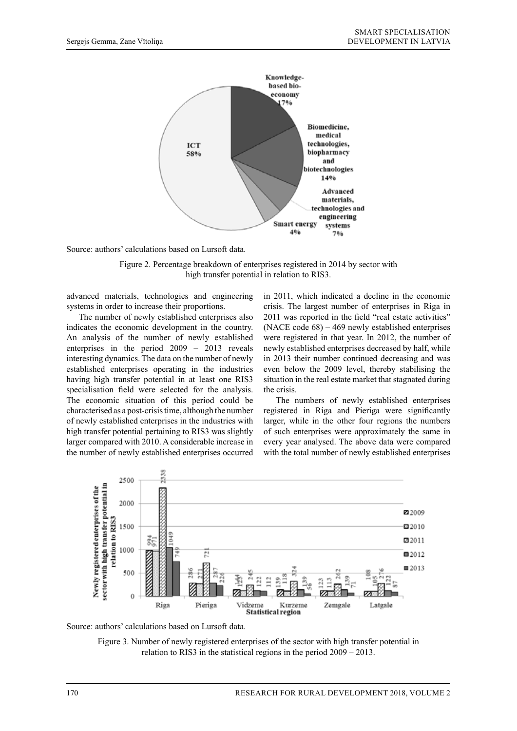Source: authors' calculations based on Lursoft data.

Figure 2. Percentage breakdown of enterprises registered in 2014 by sector with high transfer potential in relation to RIS3.

advanced materials, technologies and engineering systems in order to increase their proportions.

The number of newly established enterprises also indicates the economic development in the country. An analysis of the number of newly established enterprises in the period 2009 – 2013 reveals interesting dynamics. The data on the number of newly established enterprises operating in the industries having high transfer potential in at least one RIS3 specialisation field were selected for the analysis. The economic situation of this period could be characterised as a post-crisis time, although the number of newly established enterprises in the industries with high transfer potential pertaining to RIS3 was slightly larger compared with 2010. A considerable increase in the number of newly established enterprises occurred in 2011, which indicated a decline in the economic crisis. The largest number of enterprises in Riga in 2011 was reported in the field "real estate activities" (NACE code 68) – 469 newly established enterprises were registered in that year. In 2012, the number of newly established enterprises decreased by half, while in 2013 their number continued decreasing and was even below the 2009 level, thereby stabilising the situation in the real estate market that stagnated during the crisis.

The numbers of newly established enterprises registered in Riga and Pieriga were significantly larger, while in the other four regions the numbers of such enterprises were approximately the same in every year analysed. The above data were compared with the total number of newly established enterprises

Source: authors' calculations based on Lursoft data.

Figure 3. Number of newly registered enterprises of the sector with high transfer potential in relation to RIS3 in the statistical regions in the period 2009 – 2013.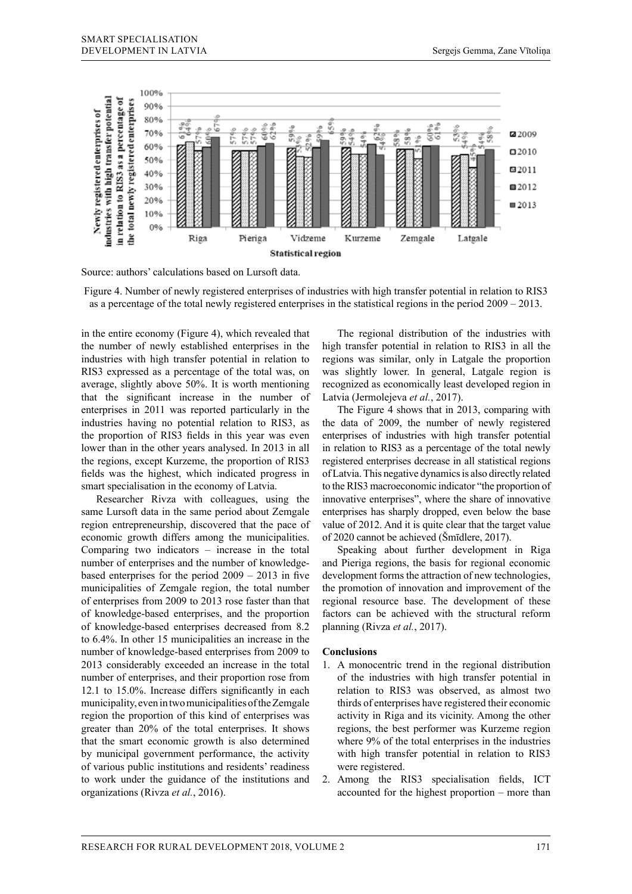Source: authors' calculations based on Lursoft data.

Figure 4. Number of newly registered enterprises of industries with high transfer potential in relation to RIS3 as a percentage of the total newly registered enterprises in the statistical regions in the period 2009 – 2013.

in the entire economy (Figure 4), which revealed that the number of newly established enterprises in the industries with high transfer potential in relation to RIS3 expressed as a percentage of the total was, on average, slightly above 50%. It is worth mentioning that the significant increase in the number of enterprises in 2011 was reported particularly in the industries having no potential relation to RIS3, as the proportion of RIS3 fields in this year was even lower than in the other years analysed. In 2013 in all the regions, except Kurzeme, the proportion of RIS3 fields was the highest, which indicated progress in smart specialisation in the economy of Latvia.

Researcher Rivza with colleagues, using the same Lursoft data in the same period about Zemgale region entrepreneurship, discovered that the pace of economic growth differs among the municipalities. Comparing two indicators – increase in the total number of enterprises and the number of knowledge-based enterprises for the period 2009 – 2013 in five municipalities of Zemgale region, the total number of enterprises from 2009 to 2013 rose faster than that of knowledge-based enterprises, and the proportion of knowledge-based enterprises decreased from 8.2 to 6.4%. In other 15 municipalities an increase in the number of knowledge-based enterprises from 2009 to 2013 considerably exceeded an increase in the total number of enterprises, and their proportion rose from 12.1 to 15.0%. Increase differs significantly in each municipality, even in two municipalities of the Zemgale region the proportion of this kind of enterprises was greater than 20% of the total enterprises. It shows that the smart economic growth is also determined by municipal government performance, the activity of various public institutions and residents' readiness to work under the guidance of the institutions and organizations (Rivza *et al.*, 2016).

The regional distribution of the industries with high transfer potential in relation to RIS3 in all the regions was similar, only in Latgale the proportion was slightly lower. In general, Latgale region is recognized as economically least developed region in Latvia (Jermolejeva *et al.*, 2017).

The Figure 4 shows that in 2013, comparing with the data of 2009, the number of newly registered enterprises of industries with high transfer potential in relation to RIS3 as a percentage of the total newly registered enterprises decrease in all statistical regions of Latvia. This negative dynamics is also directly related to the RIS3 macroeconomic indicator "the proportion of innovative enterprises", where the share of innovative enterprises has sharply dropped, even below the base value of 2012. And it is quite clear that the target value of 2020 cannot be achieved (Šmīdlere, 2017).

Speaking about further development in Riga and Pieriga regions, the basis for regional economic development forms the attraction of new technologies, the promotion of innovation and improvement of the regional resource base. The development of these factors can be achieved with the structural reform planning (Rivza *et al.*, 2017).

## Conclusions

1. A monocentric trend in the regional distribution of the industries with high transfer potential in relation to RIS3 was observed, as almost two thirds of enterprises have registered their economic activity in Riga and its vicinity. Among the other regions, the best performer was Kurzeme region where 9% of the total enterprises in the industries with high transfer potential in relation to RIS3 were registered.
2. Among the RIS3 specialisation fields, ICT accounted for the highest proportion – more than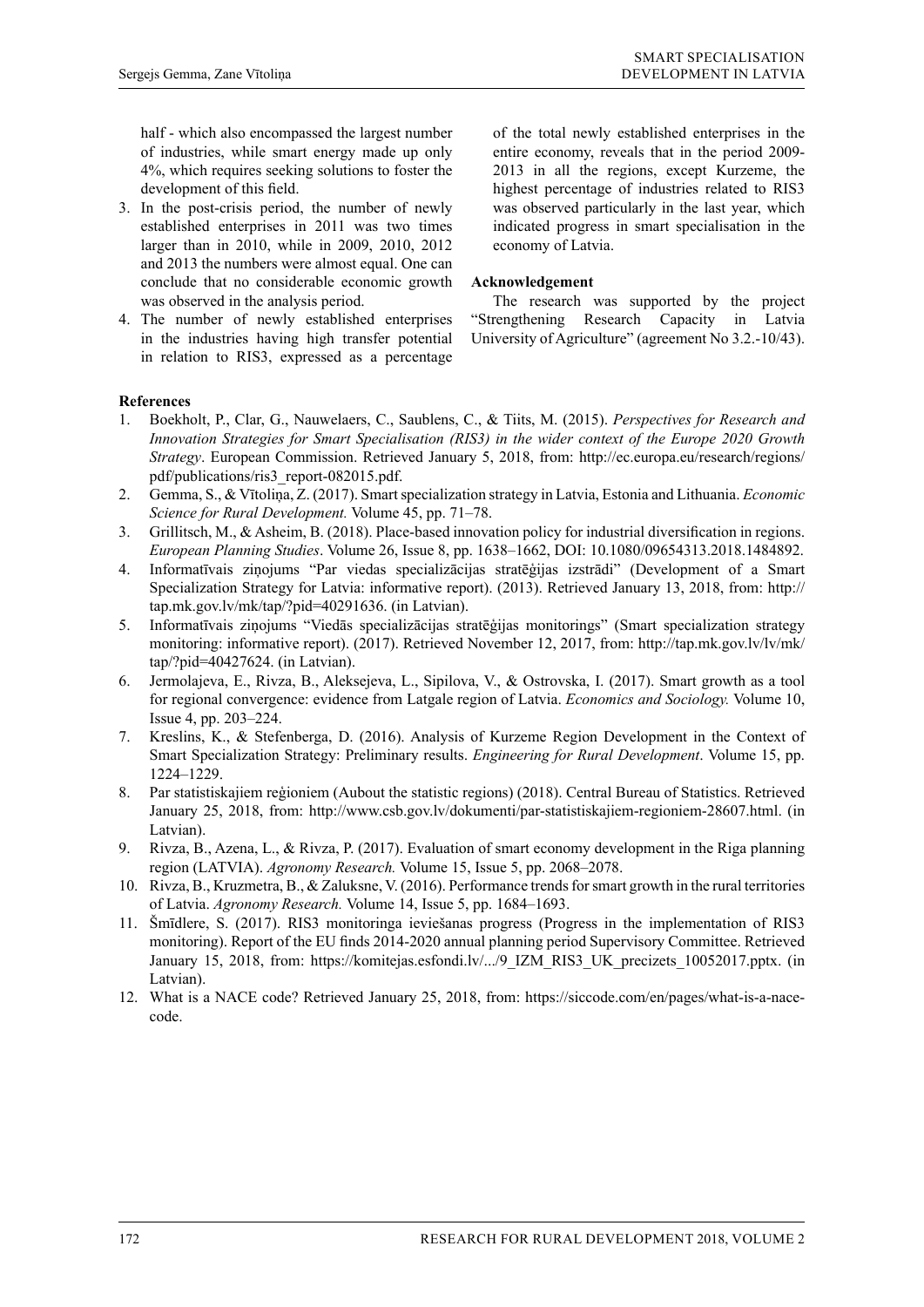half - which also encompassed the largest number of industries, while smart energy made up only 4%, which requires seeking solutions to foster the development of this field.

3. In the post-crisis period, the number of newly established enterprises in 2011 was two times larger than in 2010, while in 2009, 2010, 2012 and 2013 the numbers were almost equal. One can conclude that no considerable economic growth was observed in the analysis period.
4. The number of newly established enterprises in the industries having high transfer potential in relation to RIS3, expressed as a percentage of the total newly established enterprises in the entire economy, reveals that in the period 2009-2013 in all the regions, except Kurzeme, the highest percentage of industries related to RIS3 was observed particularly in the last year, which indicated progress in smart specialisation in the economy of Latvia.

**Acknowledgement**

The research was supported by the project "Strengthening Research Capacity in Latvia University of Agriculture" (agreement No 3.2.-10/43).

**References**

1. Boekholt, P., Clar, G., Nauwelaers, C., Saublens, C., & Tiits, M. (2015). *Perspectives for Research and Innovation Strategies for Smart Specialisation (RIS3) in the wider context of the Europe 2020 Growth Strategy*. European Commission. Retrieved January 5, 2018, from: http://ec.europa.eu/research/regions/pdf/publications/ris3_report-082015.pdf.
2. Gemma, S., & Vītoliņa, Z. (2017). Smart specialization strategy in Latvia, Estonia and Lithuania. *Economic Science for Rural Development.* Volume 45, pp. 71–78.
3. Grillitsch, M., & Asheim, B. (2018). Place-based innovation policy for industrial diversification in regions. *European Planning Studies*. Volume 26, Issue 8, pp. 1638–1662, DOI: 10.1080/09654313.2018.1484892.
4. Informatīvais ziņojums "Par viedas specializācijas stratēģijas izstrādi" (Development of a Smart Specialization Strategy for Latvia: informative report). (2013). Retrieved January 13, 2018, from: http://tap.mk.gov.lv/mk/tap/?pid=40291636. (in Latvian).
5. Informatīvais ziņojums "Viedās specializācijas stratēģijas monitorings" (Smart specialization strategy monitoring: informative report). (2017). Retrieved November 12, 2017, from: http://tap.mk.gov.lv/lv/mk/tap/?pid=40427624. (in Latvian).
6. Jermolajeva, E., Rivza, B., Aleksejeva, L., Sipilova, V., & Ostrovska, I. (2017). Smart growth as a tool for regional convergence: evidence from Latgale region of Latvia. *Economics and Sociology.* Volume 10, Issue 4, pp. 203–224.
7. Kreslins, K., & Stefenberga, D. (2016). Analysis of Kurzeme Region Development in the Context of Smart Specialization Strategy: Preliminary results. *Engineering for Rural Development*. Volume 15, pp. 1224–1229.
8. Par statistiskajiem reģioniem (Aubout the statistic regions) (2018). Central Bureau of Statistics. Retrieved January 25, 2018, from: http://www.csb.gov.lv/dokumenti/par-statistiskajiem-regioniem-28607.html. (in Latvian).
9. Rivza, B., Azena, L., & Rivza, P. (2017). Evaluation of smart economy development in the Riga planning region (LATVIA). *Agronomy Research.* Volume 15, Issue 5, pp. 2068–2078.
10. Rivza, B., Kruzmetra, B., & Zaluksne, V. (2016). Performance trends for smart growth in the rural territories of Latvia. *Agronomy Research.* Volume 14, Issue 5, pp. 1684–1693.
11. Šmīdlere, S. (2017). RIS3 monitoringa ieviešanas progress (Progress in the implementation of RIS3 monitoring). Report of the EU finds 2014-2020 annual planning period Supervisory Committee. Retrieved January 15, 2018, from: https://komitejas.esfondi.lv/.../9_IZM_RIS3_UK_precizets_10052017.pptx. (in Latvian).
12. What is a NACE code? Retrieved January 25, 2018, from: https://siccode.com/en/pages/what-is-a-nace-code.